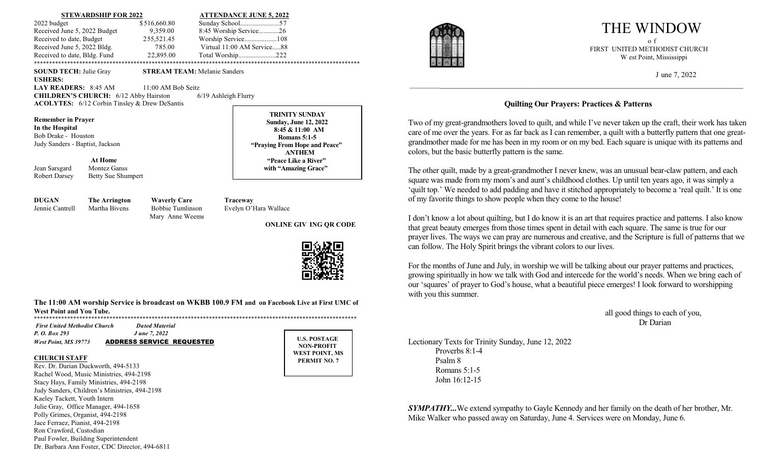**STEWARDSHIP FOR 2022**

| | |
|---|---|
| 2022 budget | $516,660.80 |
| Received June 5, 2022 Budget | 9,359.00 |
| Received to date, Budget | 255,521.45 |
| Received June 5, 2022 Bldg. | 785.00 |
| Received to date, Bldg. Fund | 22,895.00 |

**ATTENDANCE JUNE 5, 2022**

| | |
|---|---|
| Sunday School | 57 |
| 8:45 Worship Service | 26 |
| Worship Service | 108 |
| Virtual 11:00 AM Service | 88 |
| Total Worship | 222 |

**********************************************************************************************************

**SOUND TECH:** Julie Gray **STREAM TEAM:** Melanie Sanders

**USHERS:**

**LAY READERS:** 8:45 AM 11:00 AM Bob Seitz

**CHILDREN'S CHURCH:** 6/12 Abby Hairston 6/19 Ashleigh Flurry

**ACOLYTES:** 6/12 Corbin Tinsley & Drew DeSantis

**Remember in Prayer**

**In the Hospital**

Bob Drake - Houston

Judy Sanders - Baptist, Jackson

**At Home**

Jean Sarsgard Montez Ganss

Robert Darsey Betty Sue Shumpert

**TRINITY SUNDAY**
**Sunday, June 12, 2022**
**8:45 & 11:00 AM**
**Romans 5:1-5**
**"Praying From Hope and Peace"**
**ANTHEM**
**"Peace Like a River"**
**with "Amazing Grace"**

| **DUGAN** | **The Arrington** | **Waverly Care** | **Traceway** |
|---|---|---|---|
| Jennie Cantrell | Martha Bivens | Bobbie Tumlinson | Evelyn O'Hara Wallace |
| | | Mary Anne Weems | |

**ONLINE GIV ING QR CODE**

**The 11:00 AM worship Service is broadcast on WKBB 100.9 FM and on Facebook Live at First UMC of West Point and You Tube.**

**********************************************************************************************************

***First United Methodist Church*** ***Dated Material***
***P. O. Box 293*** ***J une 7, 2022***
***West Point, MS 39773*** ADDRESS SERVICE REQUESTED

**U.S. POSTAGE**
**NON-PROFIT**
**WEST POINT, MS**
**PERMIT NO. 7**

**CHURCH STAFF**

Rev. Dr. Darian Duckworth, 494-5133
Rachel Wood, Music Ministries, 494-2198
Stacy Hays, Family Ministries, 494-2198
Judy Sanders, Children's Ministries, 494-2198
Kaeley Tackett, Youth Intern
Julie Gray, Office Manager, 494-1658
Polly Grimes, Organist, 494-2198
Jace Ferraez, Pianist, 494-2198
Ron Crawford, Custodian
Paul Fowler, Building Superintendent
Dr. Barbara Ann Foster, CDC Director, 494-6811

# THE WINDOW

o f

FIRST UNITED METHODIST CHURCH

W est Point, Mississippi

J une 7, 2022

## Quilting Our Prayers: Practices & Patterns

Two of my great-grandmothers loved to quilt, and while I've never taken up the craft, their work has taken care of me over the years. For as far back as I can remember, a quilt with a butterfly pattern that one great-grandmother made for me has been in my room or on my bed. Each square is unique with its patterns and colors, but the basic butterfly pattern is the same.

The other quilt, made by a great-grandmother I never knew, was an unusual bear-claw pattern, and each square was made from my mom's and aunt's childhood clothes. Up until ten years ago, it was simply a 'quilt top.' We needed to add padding and have it stitched appropriately to become a 'real quilt.' It is one of my favorite things to show people when they come to the house!

I don't know a lot about quilting, but I do know it is an art that requires practice and patterns. I also know that great beauty emerges from those times spent in detail with each square. The same is true for our prayer lives. The ways we can pray are numerous and creative, and the Scripture is full of patterns that we can follow. The Holy Spirit brings the vibrant colors to our lives.

For the months of June and July, in worship we will be talking about our prayer patterns and practices, growing spiritually in how we talk with God and intercede for the world's needs. When we bring each of our 'squares' of prayer to God's house, what a beautiful piece emerges! I look forward to worshipping with you this summer.

all good things to each of you,
Dr Darian

Lectionary Texts for Trinity Sunday, June 12, 2022

Proverbs 8:1-4
Psalm 8
Romans 5:1-5
John 16:12-15

***SYMPATHY...*** We extend sympathy to Gayle Kennedy and her family on the death of her brother, Mr. Mike Walker who passed away on Saturday, June 4. Services were on Monday, June 6.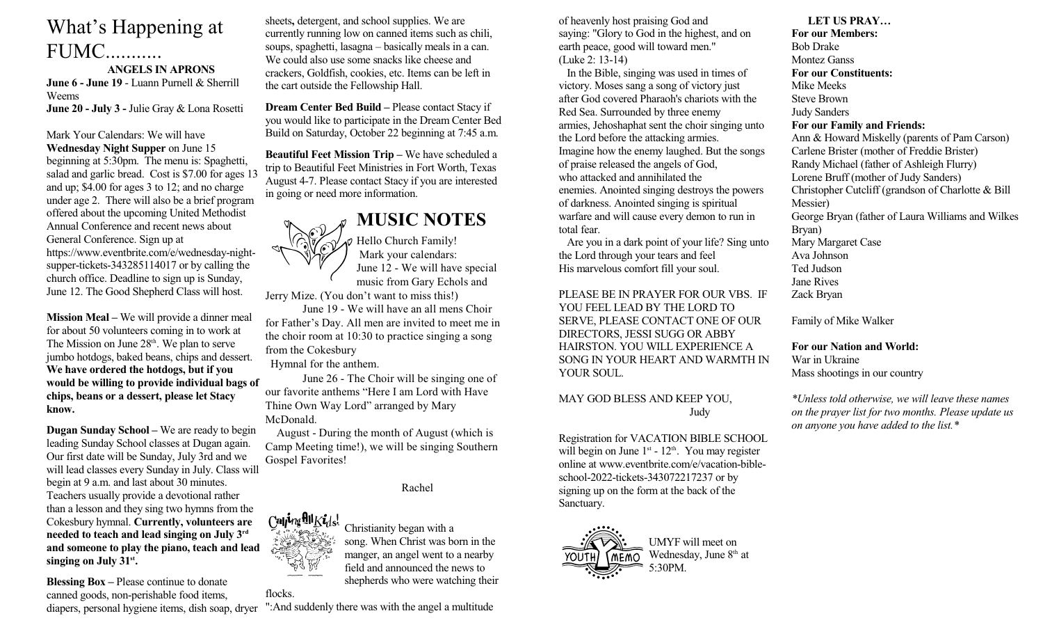# What's Happening at FUMC...........

**ANGELS IN APRONS**

**June 6 - June 19** - Luann Purnell & Sherrill Weems

**June 20 - July 3 -** Julie Gray & Lona Rosetti

Mark Your Calendars: We will have **Wednesday Night Supper** on June 15 beginning at 5:30pm. The menu is: Spaghetti, salad and garlic bread. Cost is $7.00 for ages 13 and up; $4.00 for ages 3 to 12; and no charge under age 2. There will also be a brief program offered about the upcoming United Methodist Annual Conference and recent news about General Conference. Sign up at https://www.eventbrite.com/e/wednesday-night-supper-tickets-343285114017 or by calling the church office. Deadline to sign up is Sunday, June 12. The Good Shepherd Class will host.

**Mission Meal –** We will provide a dinner meal for about 50 volunteers coming in to work at The Mission on June 28th. We plan to serve jumbo hotdogs, baked beans, chips and dessert. **We have ordered the hotdogs, but if you would be willing to provide individual bags of chips, beans or a dessert, please let Stacy know.**

**Dugan Sunday School –** We are ready to begin leading Sunday School classes at Dugan again. Our first date will be Sunday, July 3rd and we will lead classes every Sunday in July. Class will begin at 9 a.m. and last about 30 minutes. Teachers usually provide a devotional rather than a lesson and they sing two hymns from the Cokesbury hymnal. **Currently, volunteers are needed to teach and lead singing on July 3rd and someone to play the piano, teach and lead singing on July 31st.**

**Blessing Box –** Please continue to donate canned goods, non-perishable food items, diapers, personal hygiene items, dish soap, dryer sheets**,** detergent, and school supplies. We are currently running low on canned items such as chili, soups, spaghetti, lasagna – basically meals in a can. We could also use some snacks like cheese and crackers, Goldfish, cookies, etc. Items can be left in the cart outside the Fellowship Hall.

**Dream Center Bed Build –** Please contact Stacy if you would like to participate in the Dream Center Bed Build on Saturday, October 22 beginning at 7:45 a.m.

**Beautiful Feet Mission Trip –** We have scheduled a trip to Beautiful Feet Ministries in Fort Worth, Texas August 4-7. Please contact Stacy if you are interested in going or need more information.

## MUSIC NOTES

Hello Church Family!

Mark your calendars:

June 12 - We will have special music from Gary Echols and Jerry Mize. (You don't want to miss this!)

June 19 - We will have an all mens Choir for Father's Day. All men are invited to meet me in the choir room at 10:30 to practice singing a song from the Cokesbury Hymnal for the anthem.

June 26 - The Choir will be singing one of our favorite anthems "Here I am Lord with Have Thine Own Way Lord" arranged by Mary McDonald.

August - During the month of August (which is Camp Meeting time!), we will be singing Southern Gospel Favorites!

Rachel

Calling All Kids!

Christianity began with a song. When Christ was born in the manger, an angel went to a nearby field and announced the news to shepherds who were watching their flocks.

":And suddenly there was with the angel a multitude of heavenly host praising God and saying: "Glory to God in the highest, and on earth peace, good will toward men." (Luke 2: 13-14)

In the Bible, singing was used in times of victory. Moses sang a song of victory just after God covered Pharaoh's chariots with the Red Sea. Surrounded by three enemy armies, Jehoshaphat sent the choir singing unto the Lord before the attacking armies. Imagine how the enemy laughed. But the songs of praise released the angels of God, who attacked and annihilated the enemies. Anointed singing destroys the powers of darkness. Anointed singing is spiritual warfare and will cause every demon to run in total fear.

Are you in a dark point of your life? Sing unto the Lord through your tears and feel His marvelous comfort fill your soul.

PLEASE BE IN PRAYER FOR OUR VBS. IF YOU FEEL LEAD BY THE LORD TO SERVE, PLEASE CONTACT ONE OF OUR DIRECTORS, JESSI SUGG OR ABBY HAIRSTON. YOU WILL EXPERIENCE A SONG IN YOUR HEART AND WARMTH IN YOUR SOUL.

MAY GOD BLESS AND KEEP YOU,

Judy

Registration for VACATION BIBLE SCHOOL will begin on June 1st - 12th. You may register online at www.eventbrite.com/e/vacation-bible-school-2022-tickets-343072217237 or by signing up on the form at the back of the Sanctuary.

YOUTH MEMO

UMYF will meet on Wednesday, June 8th at 5:30PM.

**LET US PRAY…**

**For our Members:**

Bob Drake

Montez Ganss

**For our Constituents:**

Mike Meeks

Steve Brown

Judy Sanders

**For our Family and Friends:**

Ann & Howard Miskelly (parents of Pam Carson)

Carlene Brister (mother of Freddie Brister)

Randy Michael (father of Ashleigh Flurry)

Lorene Bruff (mother of Judy Sanders)

Christopher Cutcliff (grandson of Charlotte & Bill Messier)

George Bryan (father of Laura Williams and Wilkes Bryan)

Mary Margaret Case

Ava Johnson

Ted Judson

Jane Rives

Zack Bryan

Family of Mike Walker

**For our Nation and World:**

War in Ukraine

Mass shootings in our country

*\*Unless told otherwise, we will leave these names on the prayer list for two months. Please update us on anyone you have added to the list.\**